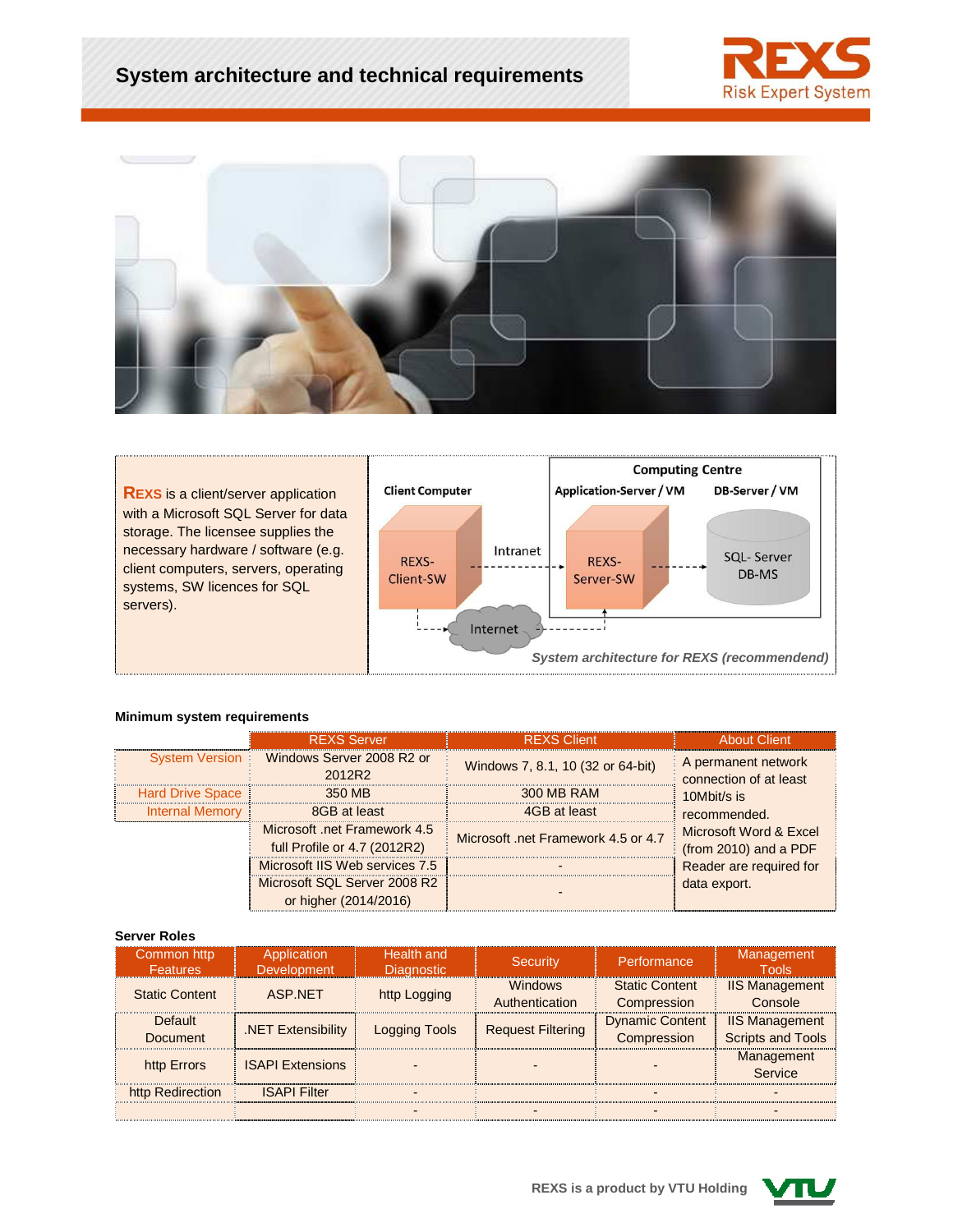# System architecture and technical requirements

**REXS** is a client/server application with a Microsoft SQL Server for data storage. The licensee supplies the necessary hardware / software (e.g. client computers, servers, operating systems, SW licences for SQL servers).

*System architecture for REXS (recommendend)*

### Minimum system requirements

| | REXS Server | REXS Client | About Client |
|---|---|---|---|
| System Version | Windows Server 2008 R2 or 2012R2 | Windows 7, 8.1, 10 (32 or 64-bit) | A permanent network connection of at least 10Mbit/s is recommended. Microsoft Word & Excel (from 2010) and a PDF Reader are required for data export. |
| Hard Drive Space | 350 MB | 300 MB RAM | |
| Internal Memory | 8GB at least | 4GB at least | |
| | Microsoft .net Framework 4.5 full Profile or 4.7 (2012R2) | Microsoft .net Framework 4.5 or 4.7 | |
| | Microsoft IIS Web services 7.5 | - | |
| | Microsoft SQL Server 2008 R2 or higher (2014/2016) | - | |

### Server Roles

| Common http Features | Application Development | Health and Diagnostic | Security | Performance | Management Tools |
|---|---|---|---|---|---|
| Static Content | ASP.NET | http Logging | Windows Authentication | Static Content Compression | IIS Management Console |
| Default Document | .NET Extensibility | Logging Tools | Request Filtering | Dynamic Content Compression | IIS Management Scripts and Tools |
| http Errors | ISAPI Extensions | - | - | - | Management Service |
| http Redirection | ISAPI Filter | - | | - | - |
| | | - | - | - | - |

REXS is a product by VTU Holding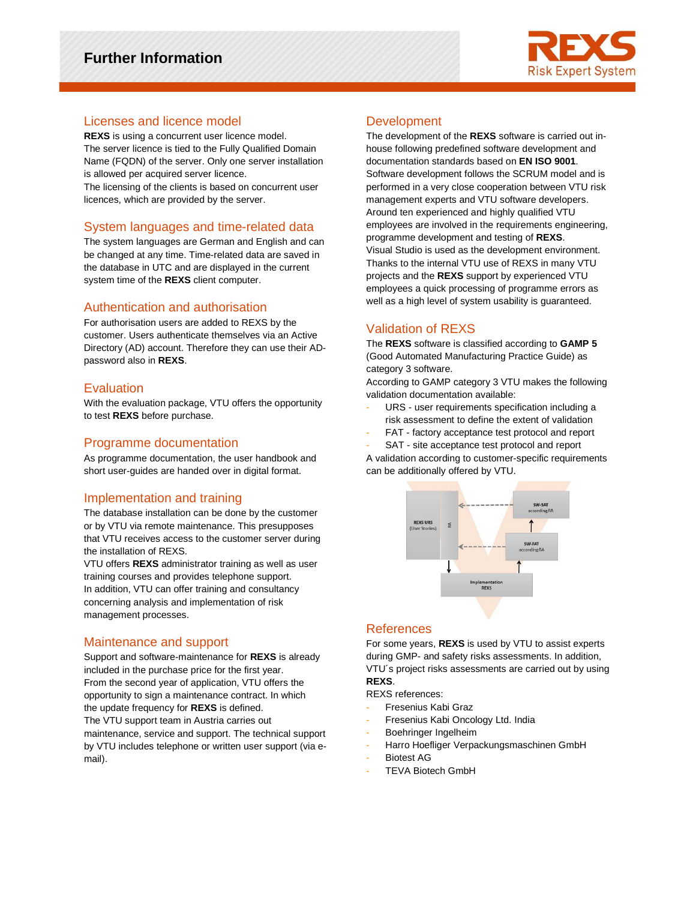# Further Information

## Licenses and licence model

**REXS** is using a concurrent user licence model.
The server licence is tied to the Fully Qualified Domain Name (FQDN) of the server. Only one server installation is allowed per acquired server licence.
The licensing of the clients is based on concurrent user licences, which are provided by the server.

## System languages and time-related data

The system languages are German and English and can be changed at any time. Time-related data are saved in the database in UTC and are displayed in the current system time of the **REXS** client computer.

## Authentication and authorisation

For authorisation users are added to REXS by the customer. Users authenticate themselves via an Active Directory (AD) account. Therefore they can use their AD-password also in **REXS**.

## Evaluation

With the evaluation package, VTU offers the opportunity to test **REXS** before purchase.

## Programme documentation

As programme documentation, the user handbook and short user-guides are handed over in digital format.

## Implementation and training

The database installation can be done by the customer or by VTU via remote maintenance. This presupposes that VTU receives access to the customer server during the installation of REXS.
VTU offers **REXS** administrator training as well as user training courses and provides telephone support.
In addition, VTU can offer training and consultancy concerning analysis and implementation of risk management processes.

## Maintenance and support

Support and software-maintenance for **REXS** is already included in the purchase price for the first year.
From the second year of application, VTU offers the opportunity to sign a maintenance contract. In which the update frequency for **REXS** is defined.
The VTU support team in Austria carries out maintenance, service and support. The technical support by VTU includes telephone or written user support (via e-mail).

## Development

The development of the **REXS** software is carried out in-house following predefined software development and documentation standards based on **EN ISO 9001**.
Software development follows the SCRUM model and is performed in a very close cooperation between VTU risk management experts and VTU software developers.
Around ten experienced and highly qualified VTU employees are involved in the requirements engineering, programme development and testing of **REXS**.
Visual Studio is used as the development environment.
Thanks to the internal VTU use of REXS in many VTU projects and the **REXS** support by experienced VTU employees a quick processing of programme errors as well as a high level of system usability is guaranteed.

## Validation of REXS

The **REXS** software is classified according to **GAMP 5** (Good Automated Manufacturing Practice Guide) as category 3 software.
According to GAMP category 3 VTU makes the following validation documentation available:

- URS - user requirements specification including a risk assessment to define the extent of validation
- FAT - factory acceptance test protocol and report
- SAT - site acceptance test protocol and report

A validation according to customer-specific requirements can be additionally offered by VTU.

REXS URS
(User Stories)
RA
SW-SAT
according RA
SW-FAT
according RA
Implementation
REXS

## References

For some years, **REXS** is used by VTU to assist experts during GMP- and safety risks assessments. In addition, VTU´s project risks assessments are carried out by using **REXS**.
REXS references:

- Fresenius Kabi Graz
- Fresenius Kabi Oncology Ltd. India
- Boehringer Ingelheim
- Harro Hoefliger Verpackungsmaschinen GmbH
- Biotest AG
- TEVA Biotech GmbH